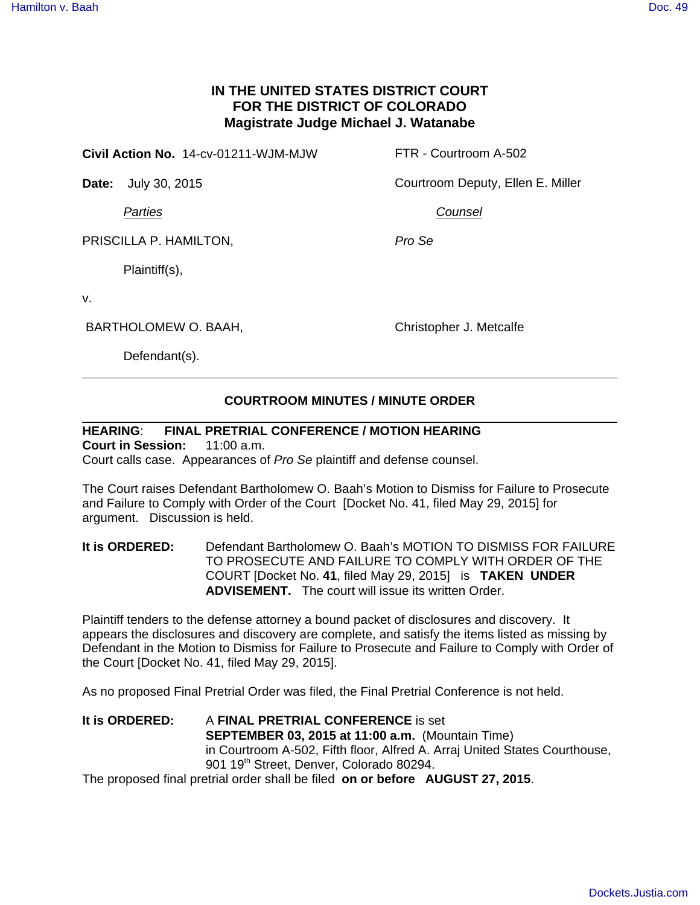# IN THE UNITED STATES DISTRICT COURT FOR THE DISTRICT OF COLORADO

## Magistrate Judge Michael J. Watanabe

**Civil Action No.** 14-cv-01211-WJM-MJW    FTR - Courtroom A-502

**Date:** July 30, 2015    Courtroom Deputy, Ellen E. Miller

| *Parties* | *Counsel* |
|---|---|
| PRISCILLA P. HAMILTON, Plaintiff(s), | *Pro Se* |
| v. | |
| BARTHOLOMEW O. BAAH, Defendant(s). | Christopher J. Metcalfe |

---

### COURTROOM MINUTES / MINUTE ORDER

---

**HEARING**: **FINAL PRETRIAL CONFERENCE / MOTION HEARING**
**Court in Session:** 11:00 a.m.
Court calls case. Appearances of *Pro Se* plaintiff and defense counsel.

The Court raises Defendant Bartholomew O. Baah's Motion to Dismiss for Failure to Prosecute and Failure to Comply with Order of the Court [Docket No. 41, filed May 29, 2015] for argument. Discussion is held.

**It is ORDERED:** Defendant Bartholomew O. Baah's MOTION TO DISMISS FOR FAILURE TO PROSECUTE AND FAILURE TO COMPLY WITH ORDER OF THE COURT [Docket No. **41**, filed May 29, 2015] is **TAKEN UNDER ADVISEMENT.** The court will issue its written Order.

Plaintiff tenders to the defense attorney a bound packet of disclosures and discovery. It appears the disclosures and discovery are complete, and satisfy the items listed as missing by Defendant in the Motion to Dismiss for Failure to Prosecute and Failure to Comply with Order of the Court [Docket No. 41, filed May 29, 2015].

As no proposed Final Pretrial Order was filed, the Final Pretrial Conference is not held.

**It is ORDERED:** A **FINAL PRETRIAL CONFERENCE** is set **SEPTEMBER 03, 2015 at 11:00 a.m.** (Mountain Time) in Courtroom A-502, Fifth floor, Alfred A. Arraj United States Courthouse, 901 19th Street, Denver, Colorado 80294.
The proposed final pretrial order shall be filed **on or before AUGUST 27, 2015**.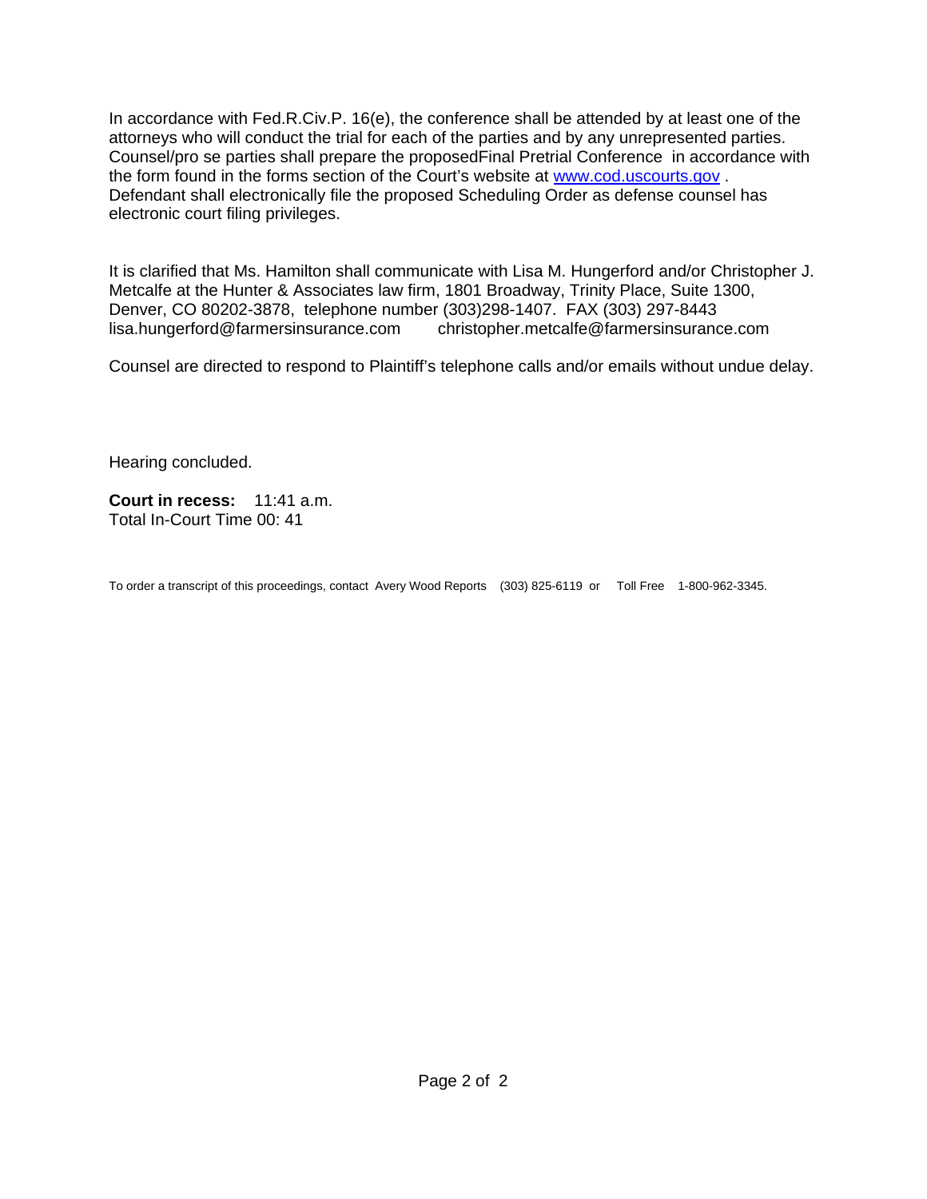In accordance with Fed.R.Civ.P. 16(e), the conference shall be attended by at least one of the attorneys who will conduct the trial for each of the parties and by any unrepresented parties. Counsel/pro se parties shall prepare the proposedFinal Pretrial Conference in accordance with the form found in the forms section of the Court's website at www.cod.uscourts.gov . Defendant shall electronically file the proposed Scheduling Order as defense counsel has electronic court filing privileges.

It is clarified that Ms. Hamilton shall communicate with Lisa M. Hungerford and/or Christopher J. Metcalfe at the Hunter & Associates law firm, 1801 Broadway, Trinity Place, Suite 1300, Denver, CO 80202-3878, telephone number (303)298-1407. FAX (303) 297-8443
lisa.hungerford@farmersinsurance.com christopher.metcalfe@farmersinsurance.com

Counsel are directed to respond to Plaintiff's telephone calls and/or emails without undue delay.

Hearing concluded.

**Court in recess:** 11:41 a.m.
Total In-Court Time 00: 41

To order a transcript of this proceedings, contact Avery Wood Reports (303) 825-6119 or Toll Free 1-800-962-3345.